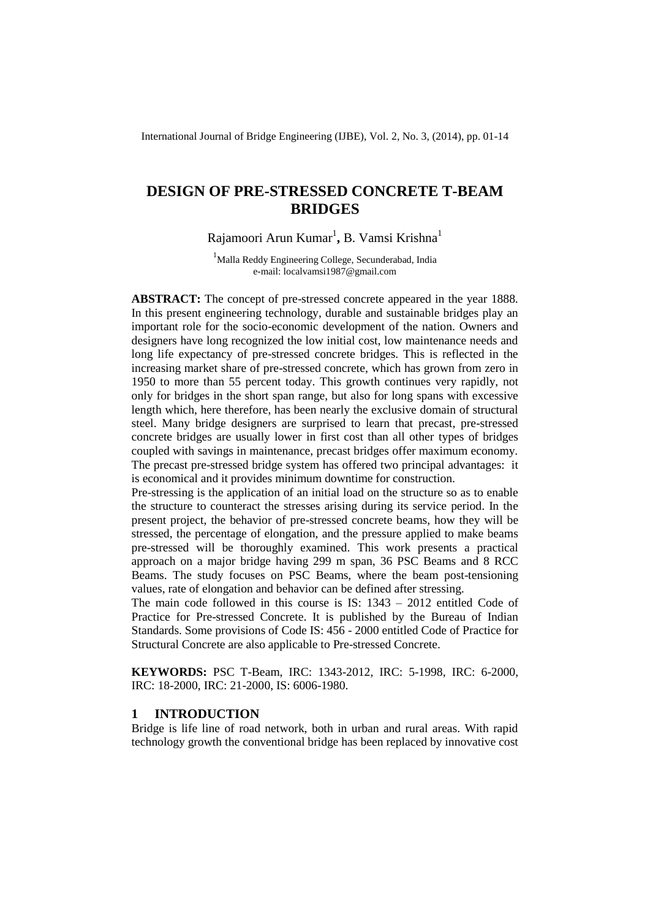# DESIGN OF PRE-STRESSED CONCRETE T-BEAM BRIDGES

Rajamoori Arun Kumar[1], B. Vamsi Krishna[1]

[1]Malla Reddy Engineering College, Secunderabad, India
e-mail: localvamsi1987@gmail.com

**ABSTRACT:** The concept of pre-stressed concrete appeared in the year 1888. In this present engineering technology, durable and sustainable bridges play an important role for the socio-economic development of the nation. Owners and designers have long recognized the low initial cost, low maintenance needs and long life expectancy of pre-stressed concrete bridges. This is reflected in the increasing market share of pre-stressed concrete, which has grown from zero in 1950 to more than 55 percent today. This growth continues very rapidly, not only for bridges in the short span range, but also for long spans with excessive length which, here therefore, has been nearly the exclusive domain of structural steel. Many bridge designers are surprised to learn that precast, pre-stressed concrete bridges are usually lower in first cost than all other types of bridges coupled with savings in maintenance, precast bridges offer maximum economy. The precast pre-stressed bridge system has offered two principal advantages: it is economical and it provides minimum downtime for construction.

Pre-stressing is the application of an initial load on the structure so as to enable the structure to counteract the stresses arising during its service period. In the present project, the behavior of pre-stressed concrete beams, how they will be stressed, the percentage of elongation, and the pressure applied to make beams pre-stressed will be thoroughly examined. This work presents a practical approach on a major bridge having 299 m span, 36 PSC Beams and 8 RCC Beams. The study focuses on PSC Beams, where the beam post-tensioning values, rate of elongation and behavior can be defined after stressing.

The main code followed in this course is IS: 1343 – 2012 entitled Code of Practice for Pre-stressed Concrete. It is published by the Bureau of Indian Standards. Some provisions of Code IS: 456 - 2000 entitled Code of Practice for Structural Concrete are also applicable to Pre-stressed Concrete.

**KEYWORDS:** PSC T-Beam, IRC: 1343-2012, IRC: 5-1998, IRC: 6-2000, IRC: 18-2000, IRC: 21-2000, IS: 6006-1980.

## 1 INTRODUCTION

Bridge is life line of road network, both in urban and rural areas. With rapid technology growth the conventional bridge has been replaced by innovative cost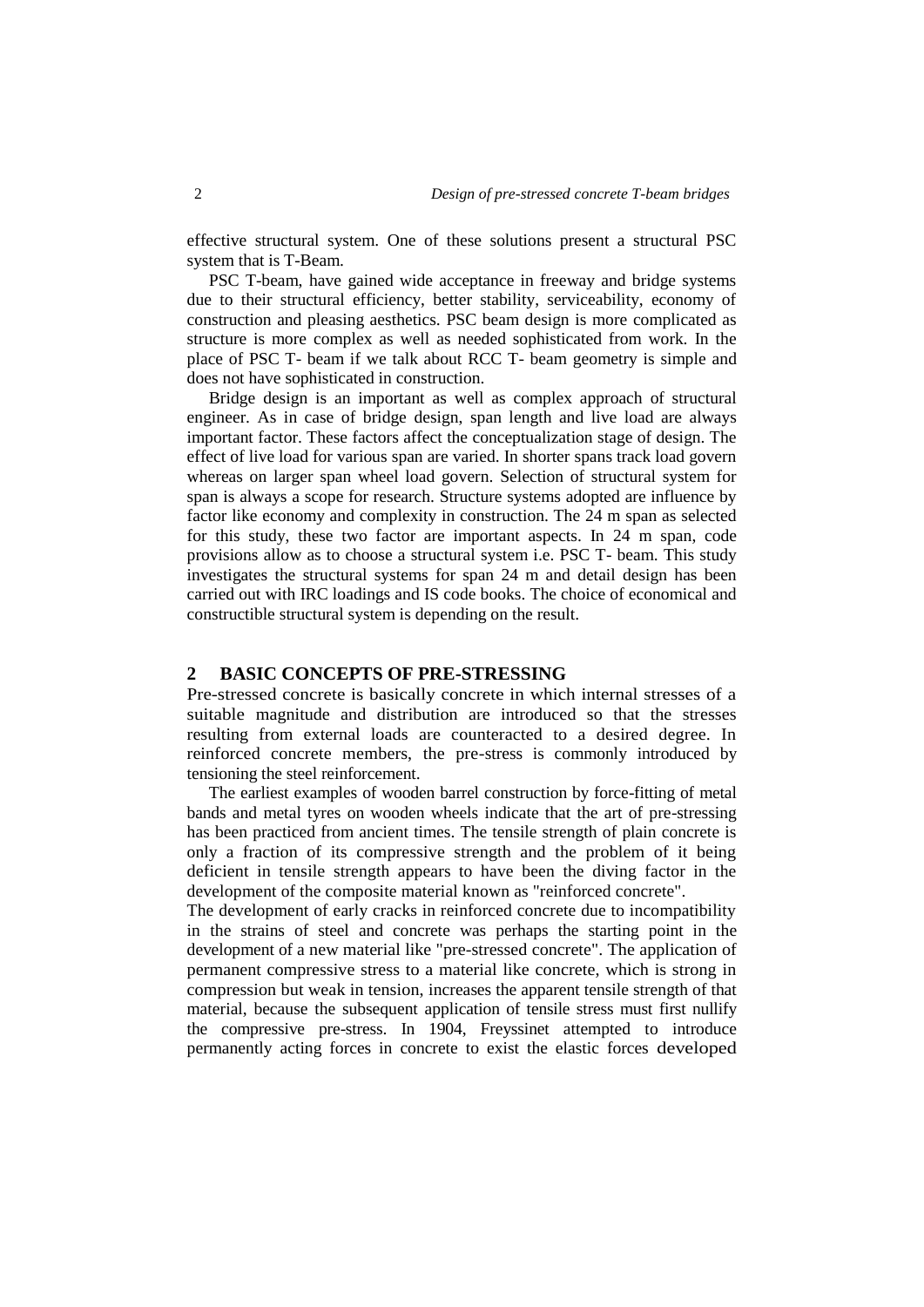effective structural system. One of these solutions present a structural PSC system that is T-Beam.

PSC T-beam, have gained wide acceptance in freeway and bridge systems due to their structural efficiency, better stability, serviceability, economy of construction and pleasing aesthetics. PSC beam design is more complicated as structure is more complex as well as needed sophisticated from work. In the place of PSC T- beam if we talk about RCC T- beam geometry is simple and does not have sophisticated in construction.

Bridge design is an important as well as complex approach of structural engineer. As in case of bridge design, span length and live load are always important factor. These factors affect the conceptualization stage of design. The effect of live load for various span are varied. In shorter spans track load govern whereas on larger span wheel load govern. Selection of structural system for span is always a scope for research. Structure systems adopted are influence by factor like economy and complexity in construction. The 24 m span as selected for this study, these two factor are important aspects. In 24 m span, code provisions allow as to choose a structural system i.e. PSC T- beam. This study investigates the structural systems for span 24 m and detail design has been carried out with IRC loadings and IS code books. The choice of economical and constructible structural system is depending on the result.

## 2 BASIC CONCEPTS OF PRE-STRESSING

Pre-stressed concrete is basically concrete in which internal stresses of a suitable magnitude and distribution are introduced so that the stresses resulting from external loads are counteracted to a desired degree. In reinforced concrete members, the pre-stress is commonly introduced by tensioning the steel reinforcement.

The earliest examples of wooden barrel construction by force-fitting of metal bands and metal tyres on wooden wheels indicate that the art of pre-stressing has been practiced from ancient times. The tensile strength of plain concrete is only a fraction of its compressive strength and the problem of it being deficient in tensile strength appears to have been the diving factor in the development of the composite material known as "reinforced concrete".

The development of early cracks in reinforced concrete due to incompatibility in the strains of steel and concrete was perhaps the starting point in the development of a new material like "pre-stressed concrete". The application of permanent compressive stress to a material like concrete, which is strong in compression but weak in tension, increases the apparent tensile strength of that material, because the subsequent application of tensile stress must first nullify the compressive pre-stress. In 1904, Freyssinet attempted to introduce permanently acting forces in concrete to exist the elastic forces developed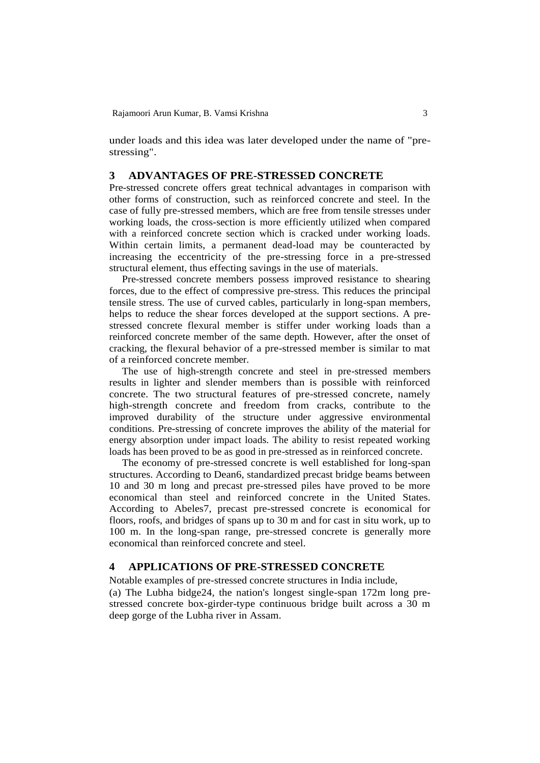under loads and this idea was later developed under the name of "pre-stressing".

## 3 ADVANTAGES OF PRE-STRESSED CONCRETE

Pre-stressed concrete offers great technical advantages in comparison with other forms of construction, such as reinforced concrete and steel. In the case of fully pre-stressed members, which are free from tensile stresses under working loads, the cross-section is more efficiently utilized when compared with a reinforced concrete section which is cracked under working loads. Within certain limits, a permanent dead-load may be counteracted by increasing the eccentricity of the pre-stressing force in a pre-stressed structural element, thus effecting savings in the use of materials.

Pre-stressed concrete members possess improved resistance to shearing forces, due to the effect of compressive pre-stress. This reduces the principal tensile stress. The use of curved cables, particularly in long-span members, helps to reduce the shear forces developed at the support sections. A pre-stressed concrete flexural member is stiffer under working loads than a reinforced concrete member of the same depth. However, after the onset of cracking, the flexural behavior of a pre-stressed member is similar to mat of a reinforced concrete member.

The use of high-strength concrete and steel in pre-stressed members results in lighter and slender members than is possible with reinforced concrete. The two structural features of pre-stressed concrete, namely high-strength concrete and freedom from cracks, contribute to the improved durability of the structure under aggressive environmental conditions. Pre-stressing of concrete improves the ability of the material for energy absorption under impact loads. The ability to resist repeated working loads has been proved to be as good in pre-stressed as in reinforced concrete.

The economy of pre-stressed concrete is well established for long-span structures. According to Dean6, standardized precast bridge beams between 10 and 30 m long and precast pre-stressed piles have proved to be more economical than steel and reinforced concrete in the United States. According to Abeles7, precast pre-stressed concrete is economical for floors, roofs, and bridges of spans up to 30 m and for cast in situ work, up to 100 m. In the long-span range, pre-stressed concrete is generally more economical than reinforced concrete and steel.

## 4 APPLICATIONS OF PRE-STRESSED CONCRETE

Notable examples of pre-stressed concrete structures in India include,

(a) The Lubha bidge24, the nation's longest single-span 172m long pre-stressed concrete box-girder-type continuous bridge built across a 30 m deep gorge of the Lubha river in Assam.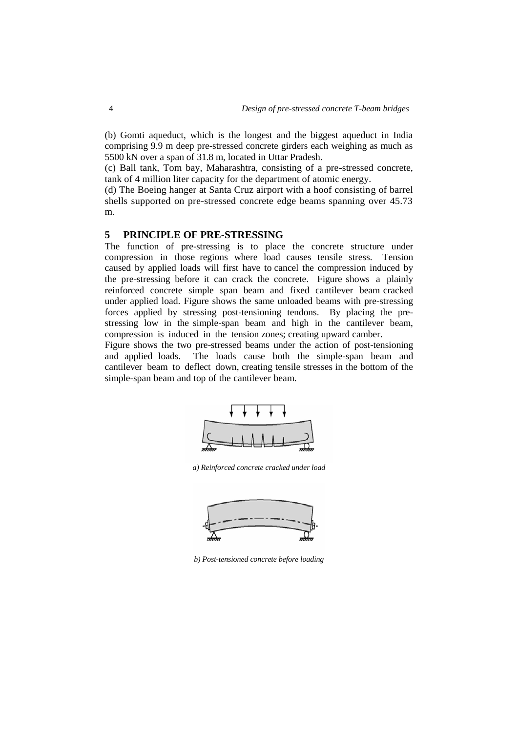(b) Gomti aqueduct, which is the longest and the biggest aqueduct in India comprising 9.9 m deep pre-stressed concrete girders each weighing as much as 5500 kN over a span of 31.8 m, located in Uttar Pradesh.

(c) Ball tank, Tom bay, Maharashtra, consisting of a pre-stressed concrete, tank of 4 million liter capacity for the department of atomic energy.

(d) The Boeing hanger at Santa Cruz airport with a hoof consisting of barrel shells supported on pre-stressed concrete edge beams spanning over 45.73 m.

## 5 PRINCIPLE OF PRE-STRESSING

The function of pre-stressing is to place the concrete structure under compression in those regions where load causes tensile stress. Tension caused by applied loads will first have to cancel the compression induced by the pre-stressing before it can crack the concrete. Figure shows a plainly reinforced concrete simple span beam and fixed cantilever beam cracked under applied load. Figure shows the same unloaded beams with pre-stressing forces applied by stressing post-tensioning tendons. By placing the pre-stressing low in the simple-span beam and high in the cantilever beam, compression is induced in the tension zones; creating upward camber.

Figure shows the two pre-stressed beams under the action of post-tensioning and applied loads. The loads cause both the simple-span beam and cantilever beam to deflect down, creating tensile stresses in the bottom of the simple-span beam and top of the cantilever beam.

*a) Reinforced concrete cracked under load*

*b) Post-tensioned concrete before loading*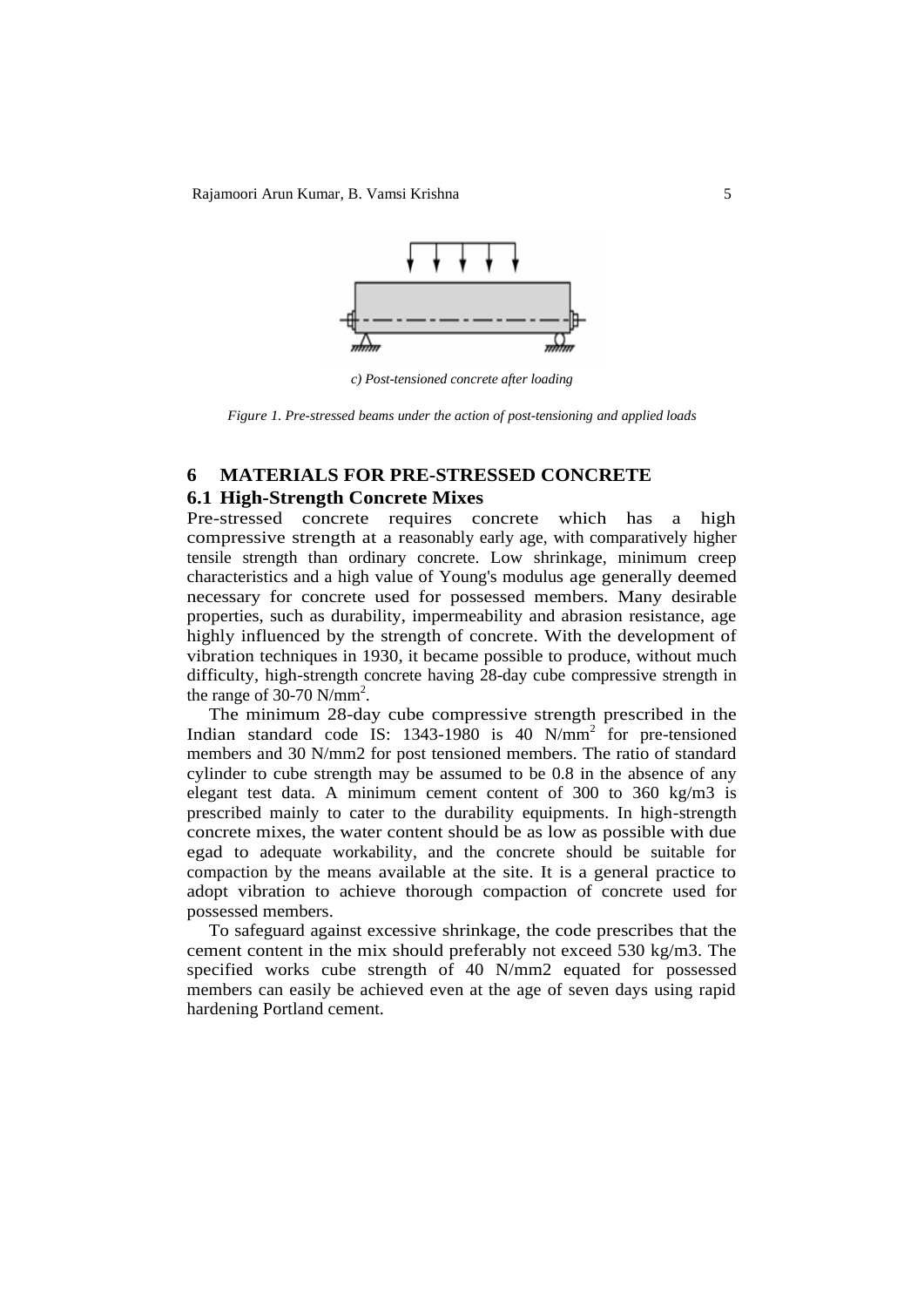*c) Post-tensioned concrete after loading*

*Figure 1. Pre-stressed beams under the action of post-tensioning and applied loads*

## 6 MATERIALS FOR PRE-STRESSED CONCRETE

### 6.1 High-Strength Concrete Mixes

Pre-stressed concrete requires concrete which has a high compressive strength at a reasonably early age, with comparatively higher tensile strength than ordinary concrete. Low shrinkage, minimum creep characteristics and a high value of Young's modulus age generally deemed necessary for concrete used for possessed members. Many desirable properties, such as durability, impermeability and abrasion resistance, age highly influenced by the strength of concrete. With the development of vibration techniques in 1930, it became possible to produce, without much difficulty, high-strength concrete having 28-day cube compressive strength in the range of 30-70 $N/mm^2$.

The minimum 28-day cube compressive strength prescribed in the Indian standard code IS: 1343-1980 is 40 $N/mm^2$ for pre-tensioned members and 30 N/mm2 for post tensioned members. The ratio of standard cylinder to cube strength may be assumed to be 0.8 in the absence of any elegant test data. A minimum cement content of 300 to 360 kg/m3 is prescribed mainly to cater to the durability equipments. In high-strength concrete mixes, the water content should be as low as possible with due egad to adequate workability, and the concrete should be suitable for compaction by the means available at the site. It is a general practice to adopt vibration to achieve thorough compaction of concrete used for possessed members.

To safeguard against excessive shrinkage, the code prescribes that the cement content in the mix should preferably not exceed 530 kg/m3. The specified works cube strength of 40 N/mm2 equated for possessed members can easily be achieved even at the age of seven days using rapid hardening Portland cement.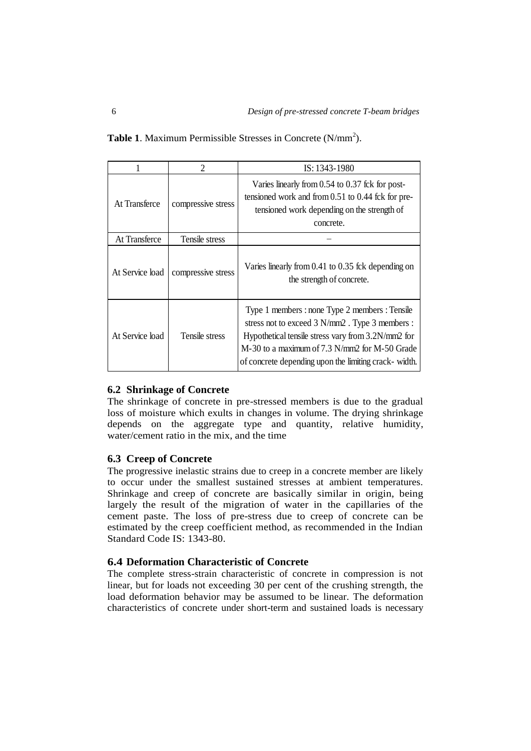**Table 1**. Maximum Permissible Stresses in Concrete ($N/mm^2$).

| 1 | 2 | IS: 1343-1980 |
|---|---|---|
| At Transferce | compressive stress | Varies linearly from 0.54 to 0.37 fck for post-tensioned work and from 0.51 to 0.44 fck for pre-tensioned work depending on the strength of concrete. |
| At Transferce | Tensile stress | – |
| At Service load | compressive stress | Varies linearly from 0.41 to 0.35 fck depending on the strength of concrete. |
| At Service load | Tensile stress | Type 1 members : none Type 2 members : Tensile stress not to exceed 3 N/mm2 . Type 3 members : Hypothetical tensile stress vary from 3.2N/mm2 for M-30 to a maximum of 7.3 N/mm2 for M-50 Grade of concrete depending upon the limiting crack- width. |

### 6.2 Shrinkage of Concrete

The shrinkage of concrete in pre-stressed members is due to the gradual loss of moisture which exults in changes in volume. The drying shrinkage depends on the aggregate type and quantity, relative humidity, water/cement ratio in the mix, and the time

### 6.3 Creep of Concrete

The progressive inelastic strains due to creep in a concrete member are likely to occur under the smallest sustained stresses at ambient temperatures. Shrinkage and creep of concrete are basically similar in origin, being largely the result of the migration of water in the capillaries of the cement paste. The loss of pre-stress due to creep of concrete can be estimated by the creep coefficient method, as recommended in the Indian Standard Code IS: 1343-80.

### 6.4 Deformation Characteristic of Concrete

The complete stress-strain characteristic of concrete in compression is not linear, but for loads not exceeding 30 per cent of the crushing strength, the load deformation behavior may be assumed to be linear. The deformation characteristics of concrete under short-term and sustained loads is necessary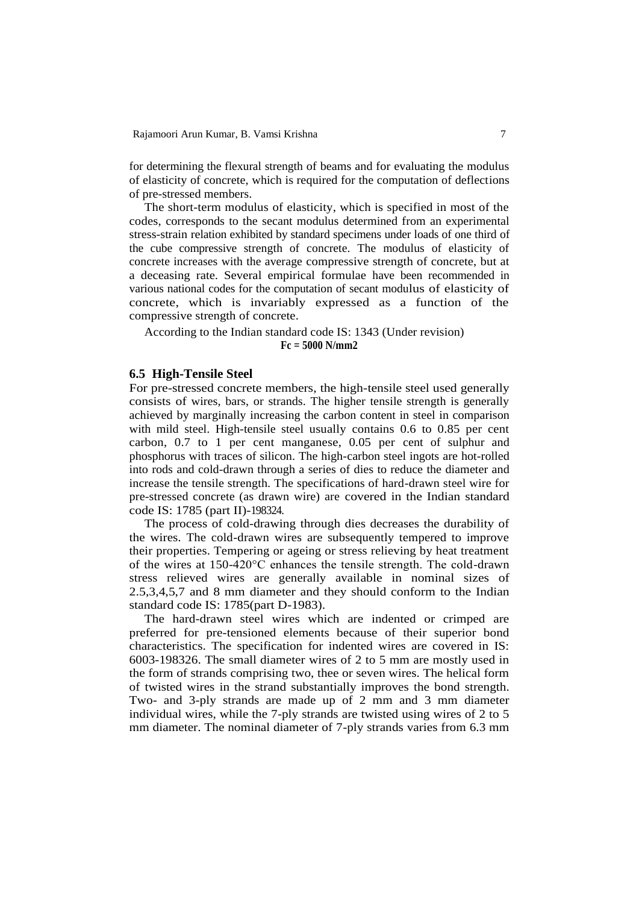for determining the flexural strength of beams and for evaluating the modulus of elasticity of concrete, which is required for the computation of deflections of pre-stressed members.

The short-term modulus of elasticity, which is specified in most of the codes, corresponds to the secant modulus determined from an experimental stress-strain relation exhibited by standard specimens under loads of one third of the cube compressive strength of concrete. The modulus of elasticity of concrete increases with the average compressive strength of concrete, but at a deceasing rate. Several empirical formulae have been recommended in various national codes for the computation of secant modulus of elasticity of concrete, which is invariably expressed as a function of the compressive strength of concrete.

According to the Indian standard code IS: 1343 (Under revision)

**Fc = 5000 N/mm2**

### 6.5 High-Tensile Steel

For pre-stressed concrete members, the high-tensile steel used generally consists of wires, bars, or strands. The higher tensile strength is generally achieved by marginally increasing the carbon content in steel in comparison with mild steel. High-tensile steel usually contains 0.6 to 0.85 per cent carbon, 0.7 to 1 per cent manganese, 0.05 per cent of sulphur and phosphorus with traces of silicon. The high-carbon steel ingots are hot-rolled into rods and cold-drawn through a series of dies to reduce the diameter and increase the tensile strength. The specifications of hard-drawn steel wire for pre-stressed concrete (as drawn wire) are covered in the Indian standard code IS: 1785 (part II)-198324.

The process of cold-drawing through dies decreases the durability of the wires. The cold-drawn wires are subsequently tempered to improve their properties. Tempering or ageing or stress relieving by heat treatment of the wires at 150-420°C enhances the tensile strength. The cold-drawn stress relieved wires are generally available in nominal sizes of 2.5,3,4,5,7 and 8 mm diameter and they should conform to the Indian standard code IS: 1785(part D-1983).

The hard-drawn steel wires which are indented or crimped are preferred for pre-tensioned elements because of their superior bond characteristics. The specification for indented wires are covered in IS: 6003-198326. The small diameter wires of 2 to 5 mm are mostly used in the form of strands comprising two, thee or seven wires. The helical form of twisted wires in the strand substantially improves the bond strength. Two- and 3-ply strands are made up of 2 mm and 3 mm diameter individual wires, while the 7-ply strands are twisted using wires of 2 to 5 mm diameter. The nominal diameter of 7-ply strands varies from 6.3 mm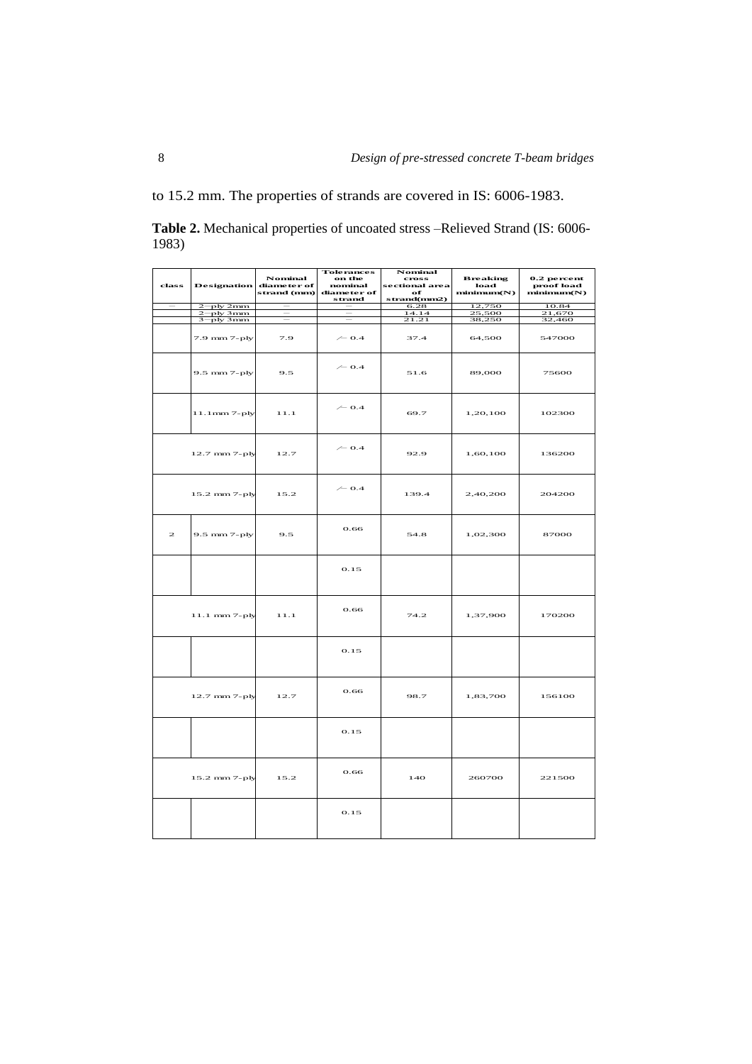to 15.2 mm. The properties of strands are covered in IS: 6006-1983.

**Table 2.** Mechanical properties of uncoated stress –Relieved Strand (IS: 6006-1983)

| class | Designation | Nominal diameter of strand (mm) | Tolerances on the nominal diameter of strand | Nominal cross sectional area of strand(mm2) | Breaking load minimum(N) | 0.2 percent proof load minimum(N) |
|---|---|---|---|---|---|---|
| — | 2—ply 2mm | — | — | 6.28 | 12,750 | 10.84 |
| | 2—ply 3mm | — | — | 14.14 | 25,500 | 21,670 |
| | 3—ply 3mm | — | — | 21.21 | 38,250 | 32,460 |
| | 7.9 mm 7-ply | 7.9 | ⁄— 0.4 | 37.4 | 64,500 | 547000 |
| | 9.5 mm 7-ply | 9.5 | ⁄— 0.4 | 51.6 | 89,000 | 75600 |
| | 11.1mm 7-ply | 11.1 | ⁄— 0.4 | 69.7 | 1,20,100 | 102300 |
| | 12.7 mm 7-ply | 12.7 | ⁄— 0.4 | 92.9 | 1,60,100 | 136200 |
| | 15.2 mm 7-ply | 15.2 | ⁄— 0.4 | 139.4 | 2,40,200 | 204200 |
| 2 | 9.5 mm 7-ply | 9.5 | 0.66 | 54.8 | 1,02,300 | 87000 |
| | | | 0.15 | | | |
| | 11.1 mm 7-ply | 11.1 | 0.66 | 74.2 | 1,37,900 | 170200 |
| | | | 0.15 | | | |
| | 12.7 mm 7-ply | 12.7 | 0.66 | 98.7 | 1,83,700 | 156100 |
| | | | 0.15 | | | |
| | 15.2 mm 7-ply | 15.2 | 0.66 | 140 | 260700 | 221500 |
| | | | 0.15 | | | |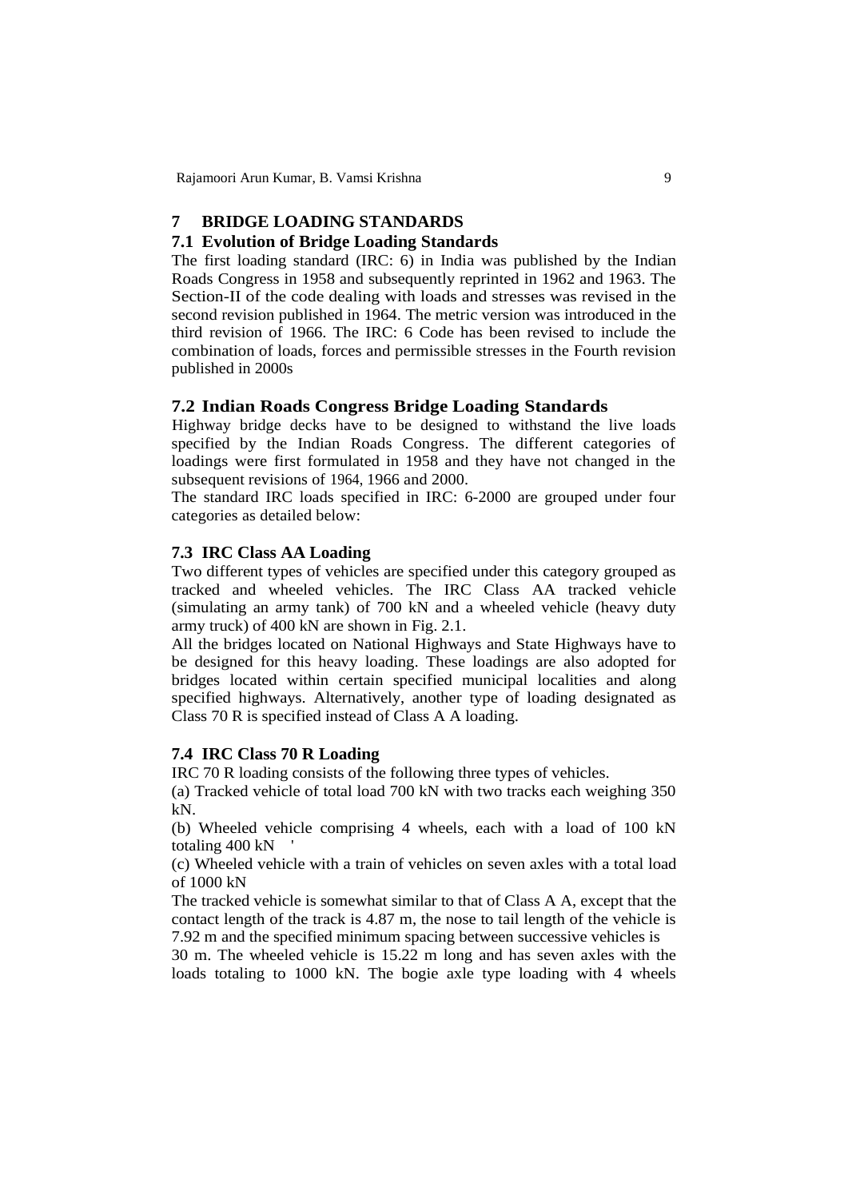## 7 BRIDGE LOADING STANDARDS

### 7.1 Evolution of Bridge Loading Standards

The first loading standard (IRC: 6) in India was published by the Indian Roads Congress in 1958 and subsequently reprinted in 1962 and 1963. The Section-II of the code dealing with loads and stresses was revised in the second revision published in 1964. The metric version was introduced in the third revision of 1966. The IRC: 6 Code has been revised to include the combination of loads, forces and permissible stresses in the Fourth revision published in 2000s

### 7.2 Indian Roads Congress Bridge Loading Standards

Highway bridge decks have to be designed to withstand the live loads specified by the Indian Roads Congress. The different categories of loadings were first formulated in 1958 and they have not changed in the subsequent revisions of 1964, 1966 and 2000.

The standard IRC loads specified in IRC: 6-2000 are grouped under four categories as detailed below:

### 7.3 IRC Class AA Loading

Two different types of vehicles are specified under this category grouped as tracked and wheeled vehicles. The IRC Class AA tracked vehicle (simulating an army tank) of 700 kN and a wheeled vehicle (heavy duty army truck) of 400 kN are shown in Fig. 2.1.

All the bridges located on National Highways and State Highways have to be designed for this heavy loading. These loadings are also adopted for bridges located within certain specified municipal localities and along specified highways. Alternatively, another type of loading designated as Class 70 R is specified instead of Class A A loading.

### 7.4 IRC Class 70 R Loading

IRC 70 R loading consists of the following three types of vehicles.

(a) Tracked vehicle of total load 700 kN with two tracks each weighing 350 kN.

(b) Wheeled vehicle comprising 4 wheels, each with a load of 100 kN totaling 400 kN '

(c) Wheeled vehicle with a train of vehicles on seven axles with a total load of 1000 kN

The tracked vehicle is somewhat similar to that of Class A A, except that the contact length of the track is 4.87 m, the nose to tail length of the vehicle is 7.92 m and the specified minimum spacing between successive vehicles is 30 m. The wheeled vehicle is 15.22 m long and has seven axles with the loads totaling to 1000 kN. The bogie axle type loading with 4 wheels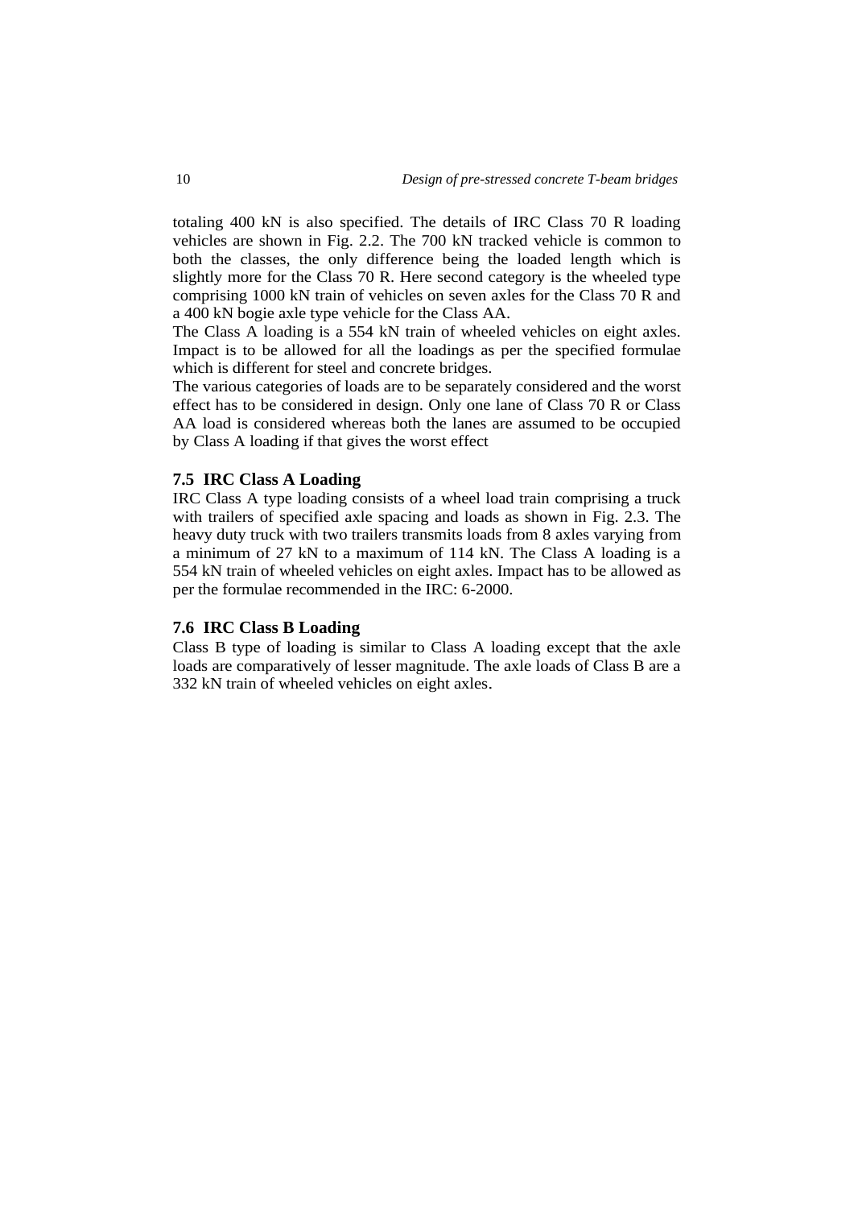totaling 400 kN is also specified. The details of IRC Class 70 R loading vehicles are shown in Fig. 2.2. The 700 kN tracked vehicle is common to both the classes, the only difference being the loaded length which is slightly more for the Class 70 R. Here second category is the wheeled type comprising 1000 kN train of vehicles on seven axles for the Class 70 R and a 400 kN bogie axle type vehicle for the Class AA.

The Class A loading is a 554 kN train of wheeled vehicles on eight axles. Impact is to be allowed for all the loadings as per the specified formulae which is different for steel and concrete bridges.

The various categories of loads are to be separately considered and the worst effect has to be considered in design. Only one lane of Class 70 R or Class AA load is considered whereas both the lanes are assumed to be occupied by Class A loading if that gives the worst effect

### 7.5 IRC Class A Loading

IRC Class A type loading consists of a wheel load train comprising a truck with trailers of specified axle spacing and loads as shown in Fig. 2.3. The heavy duty truck with two trailers transmits loads from 8 axles varying from a minimum of 27 kN to a maximum of 114 kN. The Class A loading is a 554 kN train of wheeled vehicles on eight axles. Impact has to be allowed as per the formulae recommended in the IRC: 6-2000.

### 7.6 IRC Class B Loading

Class B type of loading is similar to Class A loading except that the axle loads are comparatively of lesser magnitude. The axle loads of Class B are a 332 kN train of wheeled vehicles on eight axles.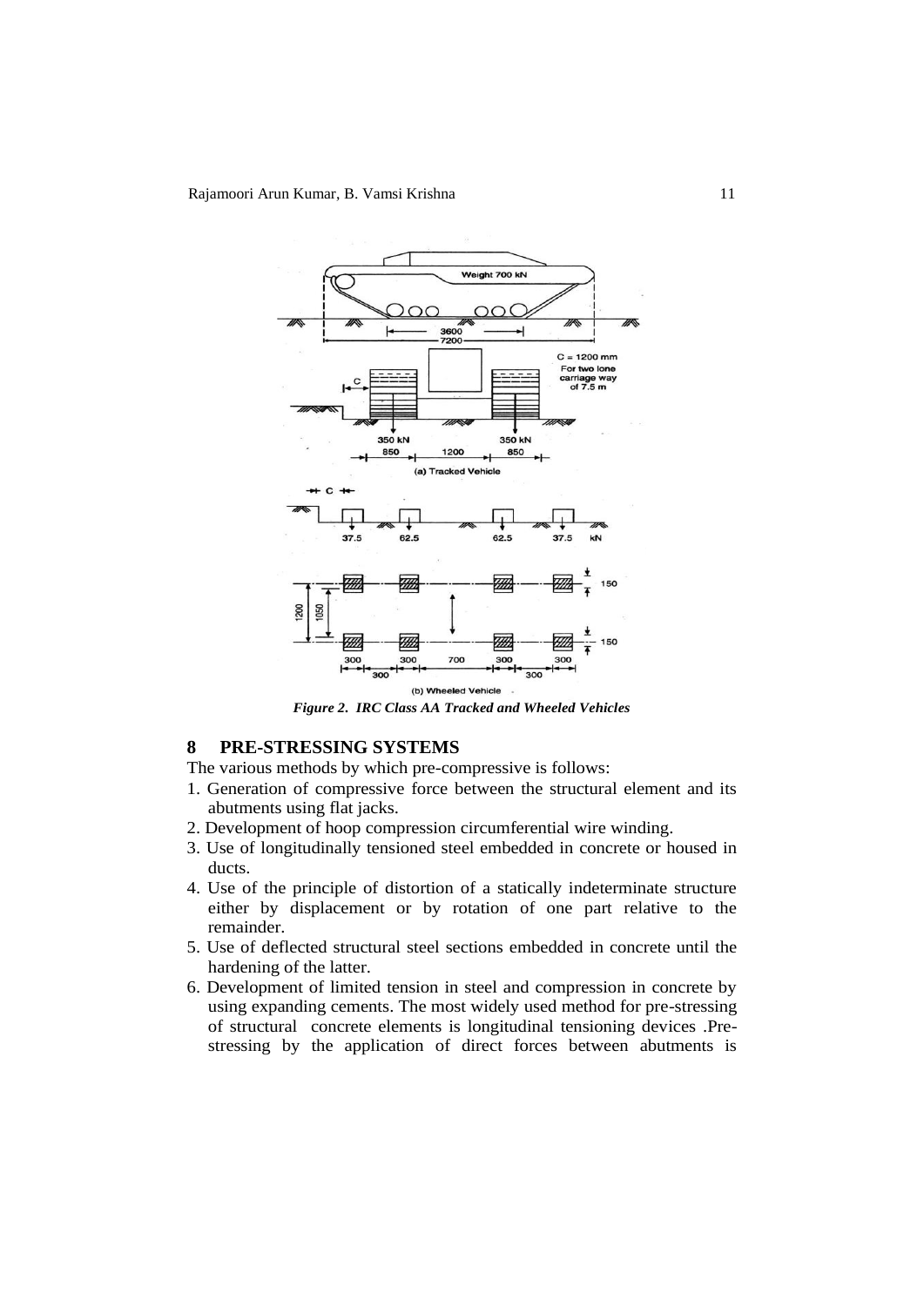*Figure 2. IRC Class AA Tracked and Wheeled Vehicles*

## 8 PRE-STRESSING SYSTEMS

The various methods by which pre-compressive is follows:

1. Generation of compressive force between the structural element and its abutments using flat jacks.
2. Development of hoop compression circumferential wire winding.
3. Use of longitudinally tensioned steel embedded in concrete or housed in ducts.
4. Use of the principle of distortion of a statically indeterminate structure either by displacement or by rotation of one part relative to the remainder.
5. Use of deflected structural steel sections embedded in concrete until the hardening of the latter.
6. Development of limited tension in steel and compression in concrete by using expanding cements. The most widely used method for pre-stressing of structural concrete elements is longitudinal tensioning devices .Pre-stressing by the application of direct forces between abutments is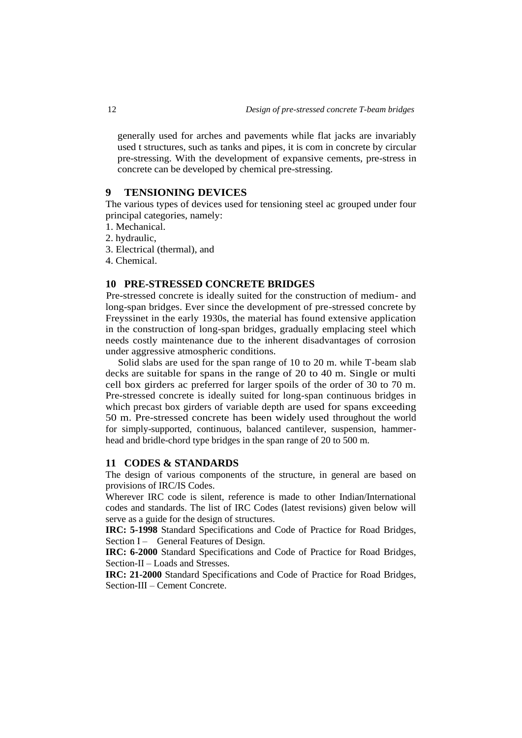generally used for arches and pavements while flat jacks are invariably used t structures, such as tanks and pipes, it is com in concrete by circular pre-stressing. With the development of expansive cements, pre-stress in concrete can be developed by chemical pre-stressing.

## 9 TENSIONING DEVICES

The various types of devices used for tensioning steel ac grouped under four principal categories, namely:

1. Mechanical.
2. hydraulic,
3. Electrical (thermal), and
4. Chemical.

## 10 PRE-STRESSED CONCRETE BRIDGES

Pre-stressed concrete is ideally suited for the construction of medium- and long-span bridges. Ever since the development of pre-stressed concrete by Freyssinet in the early 1930s, the material has found extensive application in the construction of long-span bridges, gradually emplacing steel which needs costly maintenance due to the inherent disadvantages of corrosion under aggressive atmospheric conditions.

Solid slabs are used for the span range of 10 to 20 m. while T-beam slab decks are suitable for spans in the range of 20 to 40 m. Single or multi cell box girders ac preferred for larger spoils of the order of 30 to 70 m. Pre-stressed concrete is ideally suited for long-span continuous bridges in which precast box girders of variable depth are used for spans exceeding 50 m. Pre-stressed concrete has been widely used throughout the world for simply-supported, continuous, balanced cantilever, suspension, hammer-head and bridle-chord type bridges in the span range of 20 to 500 m.

## 11 CODES & STANDARDS

The design of various components of the structure, in general are based on provisions of IRC/IS Codes.

Wherever IRC code is silent, reference is made to other Indian/International codes and standards. The list of IRC Codes (latest revisions) given below will serve as a guide for the design of structures.

**IRC: 5-1998** Standard Specifications and Code of Practice for Road Bridges, Section I – General Features of Design.

**IRC: 6-2000** Standard Specifications and Code of Practice for Road Bridges, Section-II – Loads and Stresses.

**IRC: 21-2000** Standard Specifications and Code of Practice for Road Bridges, Section-III – Cement Concrete.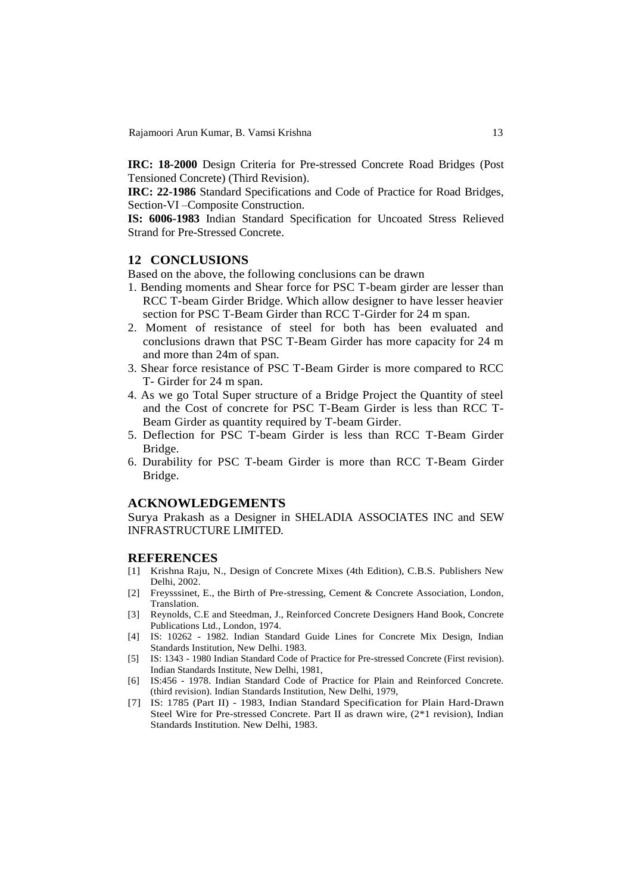**IRC: 18-2000** Design Criteria for Pre-stressed Concrete Road Bridges (Post Tensioned Concrete) (Third Revision).

**IRC: 22-1986** Standard Specifications and Code of Practice for Road Bridges, Section-VI –Composite Construction.

**IS: 6006-1983** Indian Standard Specification for Uncoated Stress Relieved Strand for Pre-Stressed Concrete.

## 12 CONCLUSIONS

Based on the above, the following conclusions can be drawn

1. Bending moments and Shear force for PSC T-beam girder are lesser than RCC T-beam Girder Bridge. Which allow designer to have lesser heavier section for PSC T-Beam Girder than RCC T-Girder for 24 m span.
2. Moment of resistance of steel for both has been evaluated and conclusions drawn that PSC T-Beam Girder has more capacity for 24 m and more than 24m of span.
3. Shear force resistance of PSC T-Beam Girder is more compared to RCC T- Girder for 24 m span.
4. As we go Total Super structure of a Bridge Project the Quantity of steel and the Cost of concrete for PSC T-Beam Girder is less than RCC T-Beam Girder as quantity required by T-beam Girder.
5. Deflection for PSC T-beam Girder is less than RCC T-Beam Girder Bridge.
6. Durability for PSC T-beam Girder is more than RCC T-Beam Girder Bridge.

## ACKNOWLEDGEMENTS

Surya Prakash as a Designer in SHELADIA ASSOCIATES INC and SEW INFRASTRUCTURE LIMITED.

## REFERENCES

[1] Krishna Raju, N., Design of Concrete Mixes (4th Edition), C.B.S. Publishers New Delhi, 2002.

[2] Freysssinet, E., the Birth of Pre-stressing, Cement & Concrete Association, London, Translation.

[3] Reynolds, C.E and Steedman, J., Reinforced Concrete Designers Hand Book, Concrete Publications Ltd., London, 1974.

[4] IS: 10262 - 1982. Indian Standard Guide Lines for Concrete Mix Design, Indian Standards Institution, New Delhi. 1983.

[5] IS: 1343 - 1980 Indian Standard Code of Practice for Pre-stressed Concrete (First revision). Indian Standards Institute, New Delhi, 1981,

[6] IS:456 - 1978. Indian Standard Code of Practice for Plain and Reinforced Concrete. (third revision). Indian Standards Institution, New Delhi, 1979,

[7] IS: 1785 (Part II) - 1983, Indian Standard Specification for Plain Hard-Drawn Steel Wire for Pre-stressed Concrete. Part II as drawn wire, (2*1 revision), Indian Standards Institution. New Delhi, 1983.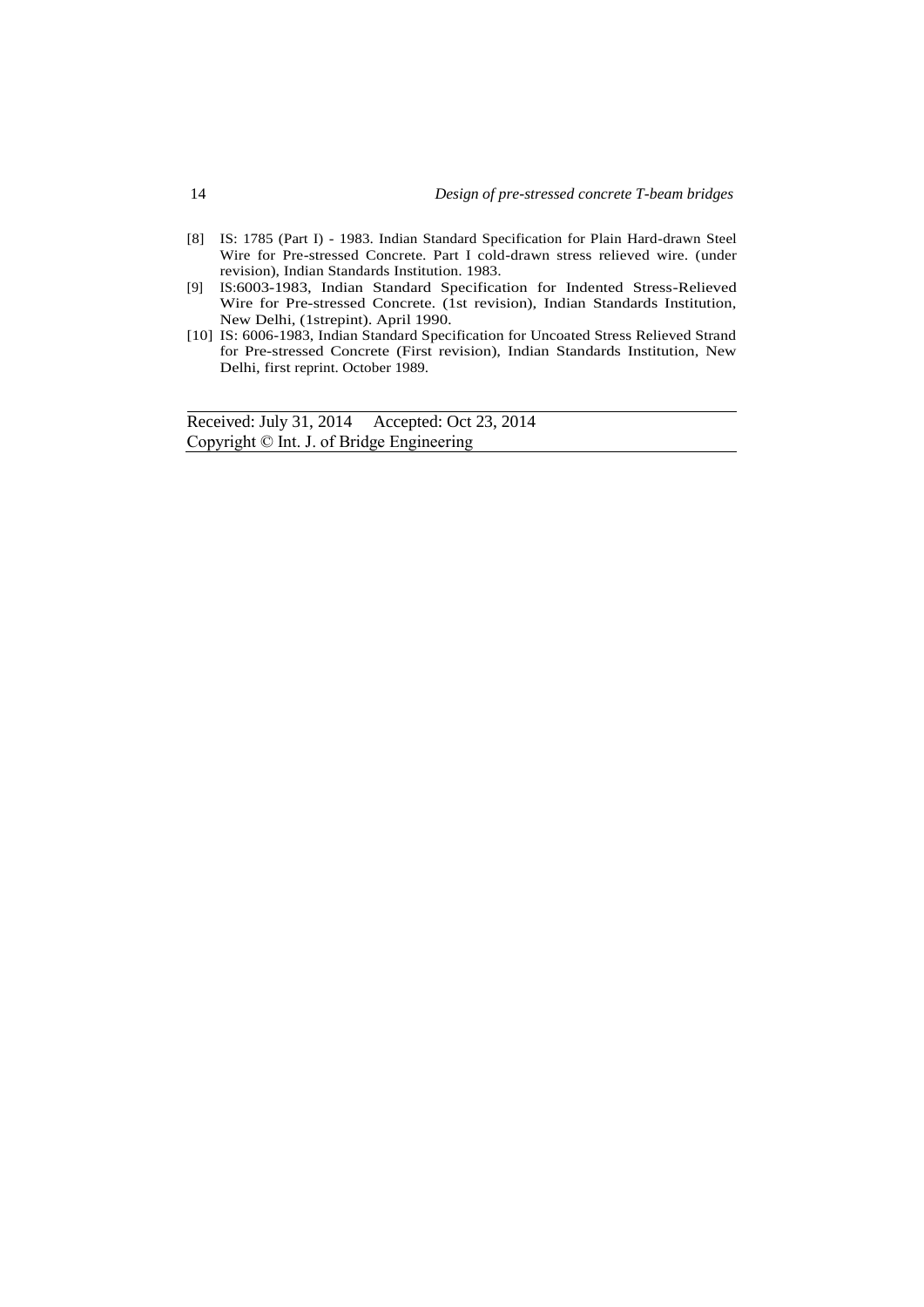[8] IS: 1785 (Part I) - 1983. Indian Standard Specification for Plain Hard-drawn Steel Wire for Pre-stressed Concrete. Part I cold-drawn stress relieved wire. (under revision), Indian Standards Institution. 1983.

[9] IS:6003-1983, Indian Standard Specification for Indented Stress-Relieved Wire for Pre-stressed Concrete. (1st revision), Indian Standards Institution, New Delhi, (1strepint). April 1990.

[10] IS: 6006-1983, Indian Standard Specification for Uncoated Stress Relieved Strand for Pre-stressed Concrete (First revision), Indian Standards Institution, New Delhi, first reprint. October 1989.

---

Received: July 31, 2014  Accepted: Oct 23, 2014
Copyright © Int. J. of Bridge Engineering